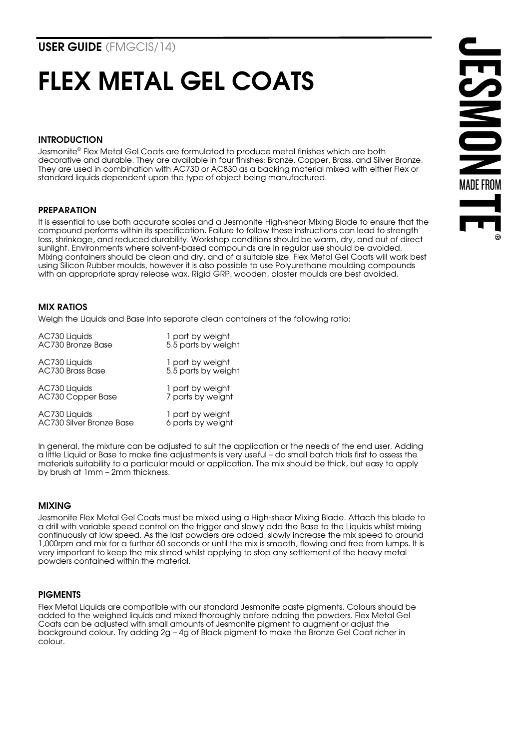**USER GUIDE** (FMGCIS/14)

# FLEX METAL GEL COATS

### INTRODUCTION

Jesmonite® Flex Metal Gel Coats are formulated to produce metal finishes which are both decorative and durable. They are available in four finishes: Bronze, Copper, Brass, and Silver Bronze. They are used in combination with AC730 or AC830 as a backing material mixed with either Flex or standard liquids dependent upon the type of object being manufactured.

### PREPARATION

It is essential to use both accurate scales and a Jesmonite High-shear Mixing Blade to ensure that the compound performs within its specification. Failure to follow these instructions can lead to strength loss, shrinkage, and reduced durability. Workshop conditions should be warm, dry, and out of direct sunlight. Environments where solvent-based compounds are in regular use should be avoided. Mixing containers should be clean and dry, and of a suitable size. Flex Metal Gel Coats will work best using Silicon Rubber moulds, however it is also possible to use Polyurethane moulding compounds with an appropriate spray release wax. Rigid GRP, wooden, plaster moulds are best avoided.

### MIX RATIOS

Weigh the Liquids and Base into separate clean containers at the following ratio:

| | |
|---|---|
| AC730 Liquids | 1 part by weight |
| AC730 Bronze Base | 5.5 parts by weight |
| AC730 Liquids | 1 part by weight |
| AC730 Brass Base | 5.5 parts by weight |
| AC730 Liquids | 1 part by weight |
| AC730 Copper Base | 7 parts by weight |
| AC730 Liquids | 1 part by weight |
| AC730 Silver Bronze Base | 6 parts by weight |

In general, the mixture can be adjusted to suit the application or the needs of the end user. Adding a little Liquid or Base to make fine adjustments is very useful – do small batch trials first to assess the materials suitability to a particular mould or application. The mix should be thick, but easy to apply by brush at 1mm – 2mm thickness.

### MIXING

Jesmonite Flex Metal Gel Coats must be mixed using a High-shear Mixing Blade. Attach this blade to a drill with variable speed control on the trigger and slowly add the Base to the Liquids whilst mixing continuously at low speed. As the last powders are added, slowly increase the mix speed to around 1,000rpm and mix for a further 60 seconds or until the mix is smooth, flowing and free from lumps. It is very important to keep the mix stirred whilst applying to stop any settlement of the heavy metal powders contained within the material.

### PIGMENTS

Flex Metal Liquids are compatible with our standard Jesmonite paste pigments. Colours should be added to the weighed liquids and mixed thoroughly before adding the powders. Flex Metal Gel Coats can be adjusted with small amounts of Jesmonite pigment to augment or adjust the background colour. Try adding 2g – 4g of Black pigment to make the Bronze Gel Coat richer in colour.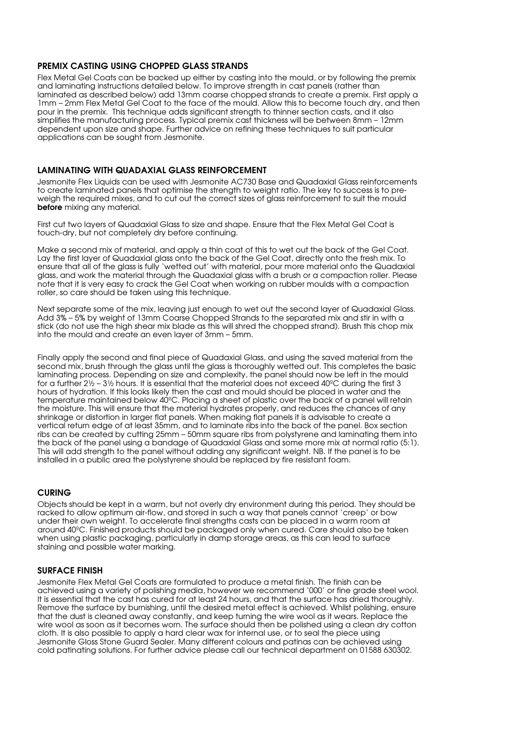## PREMIX CASTING USING CHOPPED GLASS STRANDS

Flex Metal Gel Coats can be backed up either by casting into the mould, or by following the premix and laminating instructions detailed below. To improve strength in cast panels (rather than laminated as described below) add 13mm coarse chopped strands to create a premix. First apply a 1mm – 2mm Flex Metal Gel Coat to the face of the mould. Allow this to become touch dry, and then pour in the premix. This technique adds significant strength to thinner section casts, and it also simplifies the manufacturing process. Typical premix cast thickness will be between 8mm – 12mm dependent upon size and shape. Further advice on refining these techniques to suit particular applications can be sought from Jesmonite.

## LAMINATING WITH QUADAXIAL GLASS REINFORCEMENT

Jesmonite Flex Liquids can be used with Jesmonite AC730 Base and Quadaxial Glass reinforcements to create laminated panels that optimise the strength to weight ratio. The key to success is to pre-weigh the required mixes, and to cut out the correct sizes of glass reinforcement to suit the mould **before** mixing any material.

First cut two layers of Quadaxial Glass to size and shape. Ensure that the Flex Metal Gel Coat is touch-dry, but not completely dry before continuing.

Make a second mix of material, and apply a thin coat of this to wet out the back of the Gel Coat. Lay the first layer of Quadaxial glass onto the back of the Gel Coat, directly onto the fresh mix. To ensure that all of the glass is fully 'wetted out' with material, pour more material onto the Quadaxial glass, and work the material through the Quadaxial glass with a brush or a compaction roller. Please note that it is very easy to crack the Gel Coat when working on rubber moulds with a compaction roller, so care should be taken using this technique.

Next separate some of the mix, leaving just enough to wet out the second layer of Quadaxial Glass. Add 3% – 5% by weight of 13mm Coarse Chopped Strands to the separated mix and stir in with a stick (do not use the high shear mix blade as this will shred the chopped strand). Brush this chop mix into the mould and create an even layer of 3mm – 5mm.

Finally apply the second and final piece of Quadaxial Glass, and using the saved material from the second mix, brush through the glass until the glass is thoroughly wetted out. This completes the basic laminating process. Depending on size and complexity, the panel should now be left in the mould for a further 2½ – 3½ hours. It is essential that the material does not exceed 40ºC during the first 3 hours of hydration. If this looks likely then the cast and mould should be placed in water and the temperature maintained below 40ºC. Placing a sheet of plastic over the back of a panel will retain the moisture. This will ensure that the material hydrates properly, and reduces the chances of any shrinkage or distortion in larger flat panels. When making flat panels it is advisable to create a vertical return edge of at least 35mm, and to laminate ribs into the back of the panel. Box section ribs can be created by cutting 25mm – 50mm square ribs from polystyrene and laminating them into the back of the panel using a bandage of Quadaxial Glass and some more mix at normal ratio (5:1). This will add strength to the panel without adding any significant weight. NB. If the panel is to be installed in a public area the polystyrene should be replaced by fire resistant foam.

## CURING

Objects should be kept in a warm, but not overly dry environment during this period. They should be racked to allow optimum air-flow, and stored in such a way that panels cannot 'creep' or bow under their own weight. To accelerate final strengths casts can be placed in a warm room at around 40ºC. Finished products should be packaged only when cured. Care should also be taken when using plastic packaging, particularly in damp storage areas, as this can lead to surface staining and possible water marking.

## SURFACE FINISH

Jesmonite Flex Metal Gel Coats are formulated to produce a metal finish. The finish can be achieved using a variety of polishing media, however we recommend '000' or fine grade steel wool. It is essential that the cast has cured for at least 24 hours, and that the surface has dried thoroughly. Remove the surface by burnishing, until the desired metal effect is achieved. Whilst polishing, ensure that the dust is cleaned away constantly, and keep turning the wire wool as it wears. Replace the wire wool as soon as it becomes worn. The surface should then be polished using a clean dry cotton cloth. It is also possible to apply a hard clear wax for internal use, or to seal the piece using Jesmonite Gloss Stone Guard Sealer. Many different colours and patinas can be achieved using cold patinating solutions. For further advice please call our technical department on 01588 630302.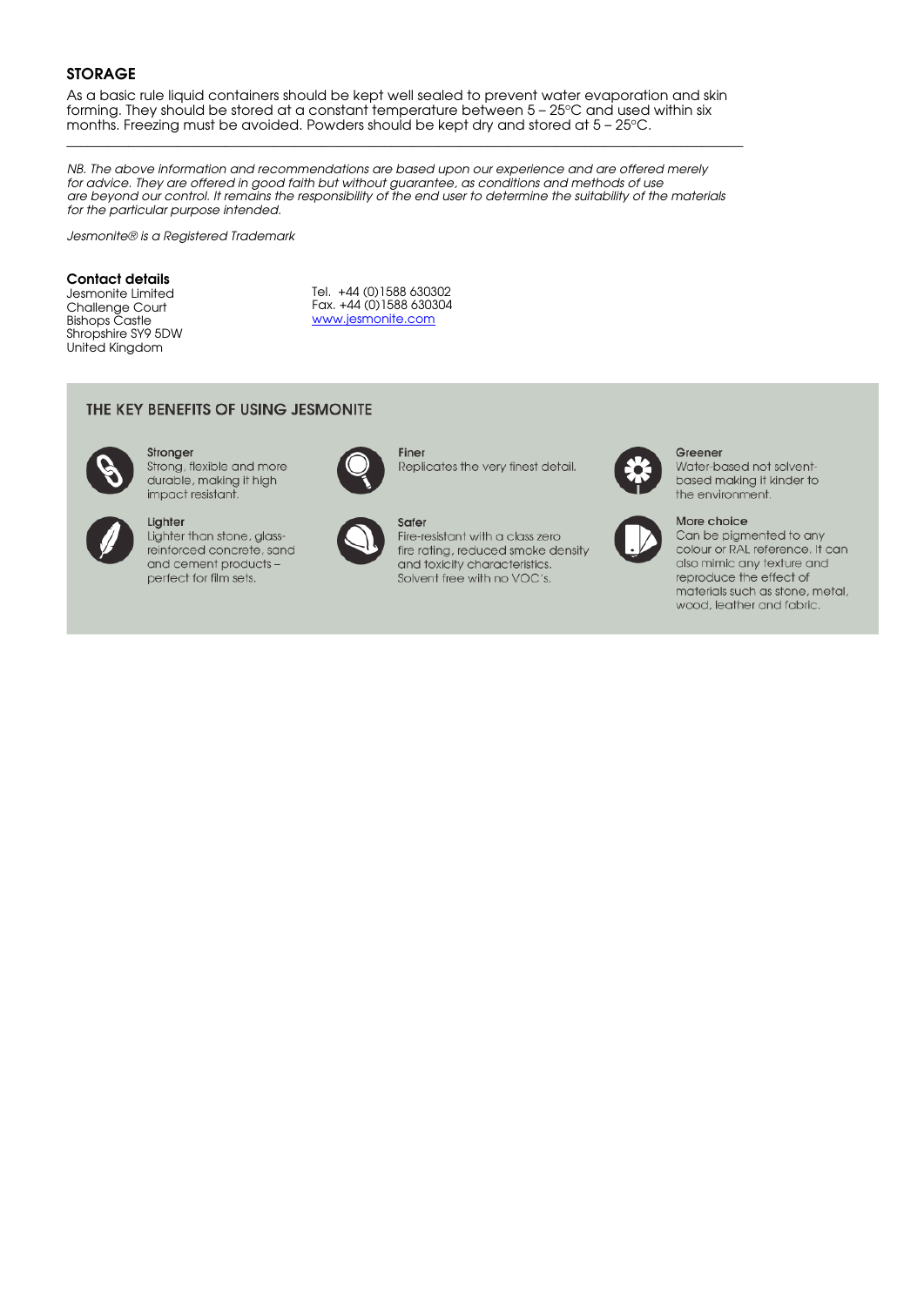## STORAGE

As a basic rule liquid containers should be kept well sealed to prevent water evaporation and skin forming. They should be stored at a constant temperature between 5 – 25°C and used within six months. Freezing must be avoided. Powders should be kept dry and stored at 5 – 25°C.

---

*NB. The above information and recommendations are based upon our experience and are offered merely for advice. They are offered in good faith but without guarantee, as conditions and methods of use are beyond our control. It remains the responsibility of the end user to determine the suitability of the materials for the particular purpose intended.*

*Jesmonite® is a Registered Trademark*

**Contact details**

Jesmonite Limited
Challenge Court
Bishops Castle
Shropshire SY9 5DW
United Kingdom

Tel. +44 (0)1588 630302
Fax. +44 (0)1588 630304
www.jesmonite.com

## THE KEY BENEFITS OF USING JESMONITE

**Stronger**
Strong, flexible and more durable, making it high impact resistant.

**Lighter**
Lighter than stone, glass-reinforced concrete, sand and cement products – perfect for film sets.

**Finer**
Replicates the very finest detail.

**Safer**
Fire-resistant with a class zero fire rating, reduced smoke density and toxicity characteristics. Solvent free with no VOC's.

**Greener**
Water-based not solvent-based making it kinder to the environment.

**More choice**
Can be pigmented to any colour or RAL reference. It can also mimic any texture and reproduce the effect of materials such as stone, metal, wood, leather and fabric.